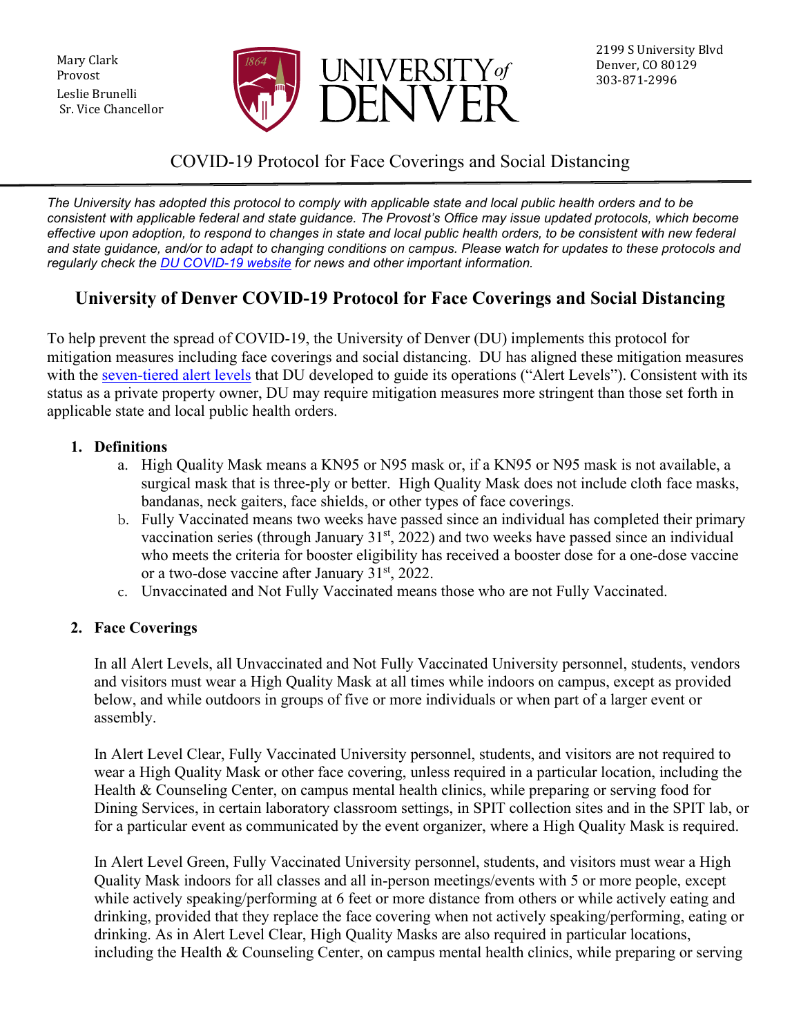Mary Clark
Provost
Leslie Brunelli
Sr. Vice Chancellor

2199 S University Blvd
Denver, CO 80129
303-871-2996

# COVID-19 Protocol for Face Coverings and Social Distancing

*The University has adopted this protocol to comply with applicable state and local public health orders and to be consistent with applicable federal and state guidance. The Provost's Office may issue updated protocols, which become effective upon adoption, to respond to changes in state and local public health orders, to be consistent with new federal and state guidance, and/or to adapt to changing conditions on campus. Please watch for updates to these protocols and regularly check the DU COVID-19 website for news and other important information.*

## University of Denver COVID-19 Protocol for Face Coverings and Social Distancing

To help prevent the spread of COVID-19, the University of Denver (DU) implements this protocol for mitigation measures including face coverings and social distancing. DU has aligned these mitigation measures with the seven-tiered alert levels that DU developed to guide its operations ("Alert Levels"). Consistent with its status as a private property owner, DU may require mitigation measures more stringent than those set forth in applicable state and local public health orders.

1. **Definitions**
   a. High Quality Mask means a KN95 or N95 mask or, if a KN95 or N95 mask is not available, a surgical mask that is three-ply or better. High Quality Mask does not include cloth face masks, bandanas, neck gaiters, face shields, or other types of face coverings.
   b. Fully Vaccinated means two weeks have passed since an individual has completed their primary vaccination series (through January 31st, 2022) and two weeks have passed since an individual who meets the criteria for booster eligibility has received a booster dose for a one-dose vaccine or a two-dose vaccine after January 31st, 2022.
   c. Unvaccinated and Not Fully Vaccinated means those who are not Fully Vaccinated.

2. **Face Coverings**

   In all Alert Levels, all Unvaccinated and Not Fully Vaccinated University personnel, students, vendors and visitors must wear a High Quality Mask at all times while indoors on campus, except as provided below, and while outdoors in groups of five or more individuals or when part of a larger event or assembly.

   In Alert Level Clear, Fully Vaccinated University personnel, students, and visitors are not required to wear a High Quality Mask or other face covering, unless required in a particular location, including the Health & Counseling Center, on campus mental health clinics, while preparing or serving food for Dining Services, in certain laboratory classroom settings, in SPIT collection sites and in the SPIT lab, or for a particular event as communicated by the event organizer, where a High Quality Mask is required.

   In Alert Level Green, Fully Vaccinated University personnel, students, and visitors must wear a High Quality Mask indoors for all classes and all in-person meetings/events with 5 or more people, except while actively speaking/performing at 6 feet or more distance from others or while actively eating and drinking, provided that they replace the face covering when not actively speaking/performing, eating or drinking. As in Alert Level Clear, High Quality Masks are also required in particular locations, including the Health & Counseling Center, on campus mental health clinics, while preparing or serving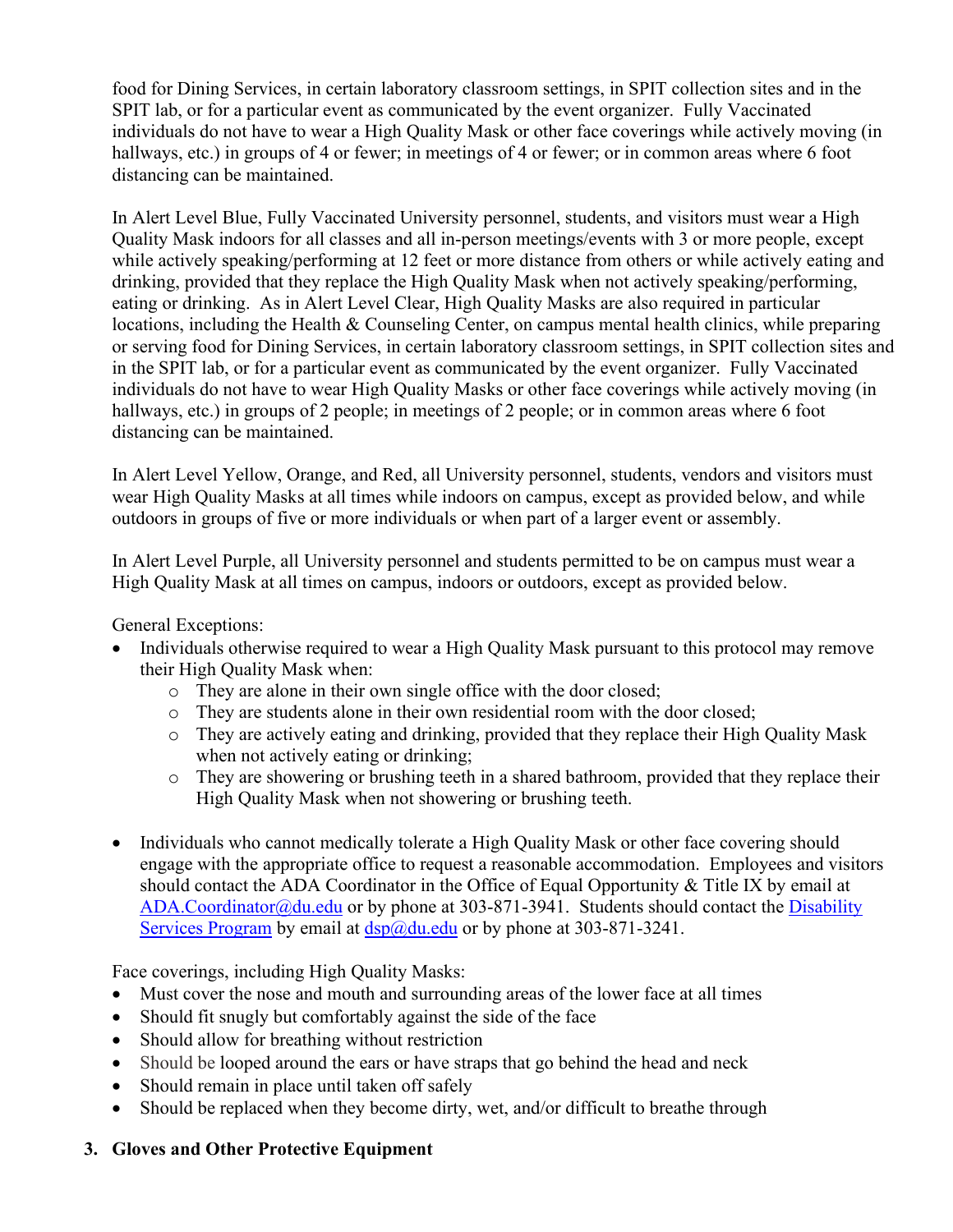food for Dining Services, in certain laboratory classroom settings, in SPIT collection sites and in the SPIT lab, or for a particular event as communicated by the event organizer. Fully Vaccinated individuals do not have to wear a High Quality Mask or other face coverings while actively moving (in hallways, etc.) in groups of 4 or fewer; in meetings of 4 or fewer; or in common areas where 6 foot distancing can be maintained.

In Alert Level Blue, Fully Vaccinated University personnel, students, and visitors must wear a High Quality Mask indoors for all classes and all in-person meetings/events with 3 or more people, except while actively speaking/performing at 12 feet or more distance from others or while actively eating and drinking, provided that they replace the High Quality Mask when not actively speaking/performing, eating or drinking. As in Alert Level Clear, High Quality Masks are also required in particular locations, including the Health & Counseling Center, on campus mental health clinics, while preparing or serving food for Dining Services, in certain laboratory classroom settings, in SPIT collection sites and in the SPIT lab, or for a particular event as communicated by the event organizer. Fully Vaccinated individuals do not have to wear High Quality Masks or other face coverings while actively moving (in hallways, etc.) in groups of 2 people; in meetings of 2 people; or in common areas where 6 foot distancing can be maintained.

In Alert Level Yellow, Orange, and Red, all University personnel, students, vendors and visitors must wear High Quality Masks at all times while indoors on campus, except as provided below, and while outdoors in groups of five or more individuals or when part of a larger event or assembly.

In Alert Level Purple, all University personnel and students permitted to be on campus must wear a High Quality Mask at all times on campus, indoors or outdoors, except as provided below.

General Exceptions:

- Individuals otherwise required to wear a High Quality Mask pursuant to this protocol may remove their High Quality Mask when:
  - They are alone in their own single office with the door closed;
  - They are students alone in their own residential room with the door closed;
  - They are actively eating and drinking, provided that they replace their High Quality Mask when not actively eating or drinking;
  - They are showering or brushing teeth in a shared bathroom, provided that they replace their High Quality Mask when not showering or brushing teeth.

- Individuals who cannot medically tolerate a High Quality Mask or other face covering should engage with the appropriate office to request a reasonable accommodation. Employees and visitors should contact the ADA Coordinator in the Office of Equal Opportunity & Title IX by email at ADA.Coordinator@du.edu or by phone at 303-871-3941. Students should contact the Disability Services Program by email at dsp@du.edu or by phone at 303-871-3241.

Face coverings, including High Quality Masks:

- Must cover the nose and mouth and surrounding areas of the lower face at all times
- Should fit snugly but comfortably against the side of the face
- Should allow for breathing without restriction
- Should be looped around the ears or have straps that go behind the head and neck
- Should remain in place until taken off safely
- Should be replaced when they become dirty, wet, and/or difficult to breathe through

## 3. Gloves and Other Protective Equipment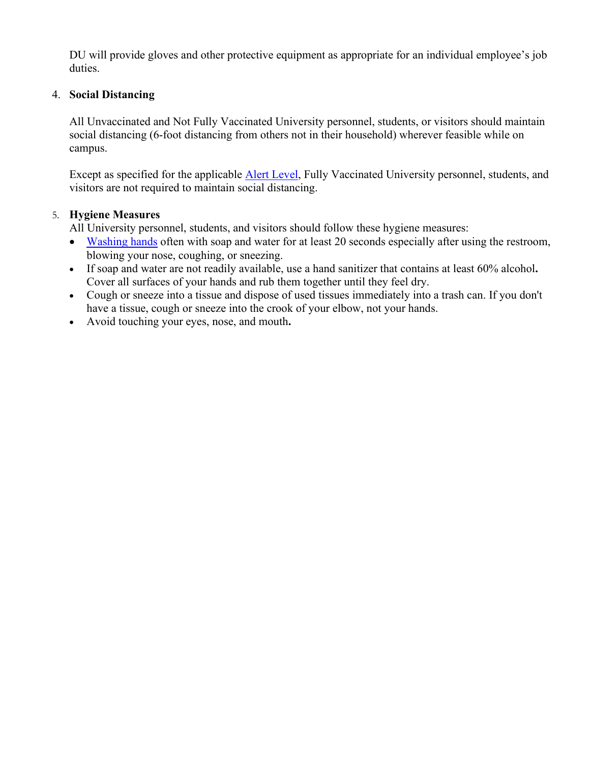DU will provide gloves and other protective equipment as appropriate for an individual employee's job duties.

4. **Social Distancing**

   All Unvaccinated and Not Fully Vaccinated University personnel, students, or visitors should maintain social distancing (6-foot distancing from others not in their household) wherever feasible while on campus.

   Except as specified for the applicable Alert Level, Fully Vaccinated University personnel, students, and visitors are not required to maintain social distancing.

5. **Hygiene Measures**

   All University personnel, students, and visitors should follow these hygiene measures:

   - Washing hands often with soap and water for at least 20 seconds especially after using the restroom, blowing your nose, coughing, or sneezing.
   - If soap and water are not readily available, use a hand sanitizer that contains at least 60% alcohol**.** Cover all surfaces of your hands and rub them together until they feel dry.
   - Cough or sneeze into a tissue and dispose of used tissues immediately into a trash can. If you don't have a tissue, cough or sneeze into the crook of your elbow, not your hands.
   - Avoid touching your eyes, nose, and mouth**.**